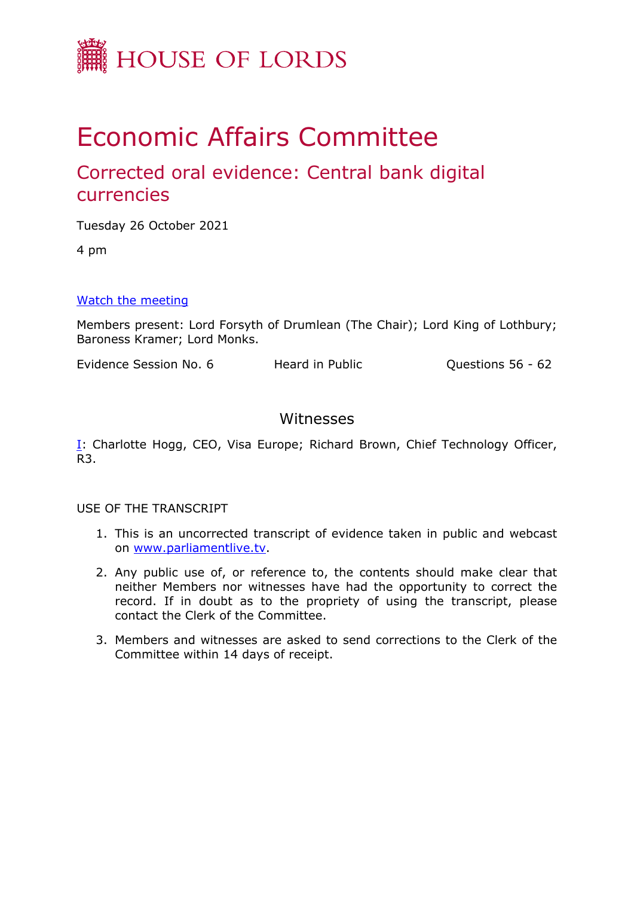# HOUSE OF LORDS

# Economic Affairs Committee

## Corrected oral evidence: Central bank digital currencies

Tuesday 26 October 2021

4 pm

[Watch the meeting](#)

Members present: Lord Forsyth of Drumlean (The Chair); Lord King of Lothbury; Baroness Kramer; Lord Monks.

Evidence Session No. 6 Heard in Public Questions 56 - 62

### Witnesses

I: Charlotte Hogg, CEO, Visa Europe; Richard Brown, Chief Technology Officer, R3.

USE OF THE TRANSCRIPT

1. This is an uncorrected transcript of evidence taken in public and webcast on www.parliamentlive.tv.
2. Any public use of, or reference to, the contents should make clear that neither Members nor witnesses have had the opportunity to correct the record. If in doubt as to the propriety of using the transcript, please contact the Clerk of the Committee.
3. Members and witnesses are asked to send corrections to the Clerk of the Committee within 14 days of receipt.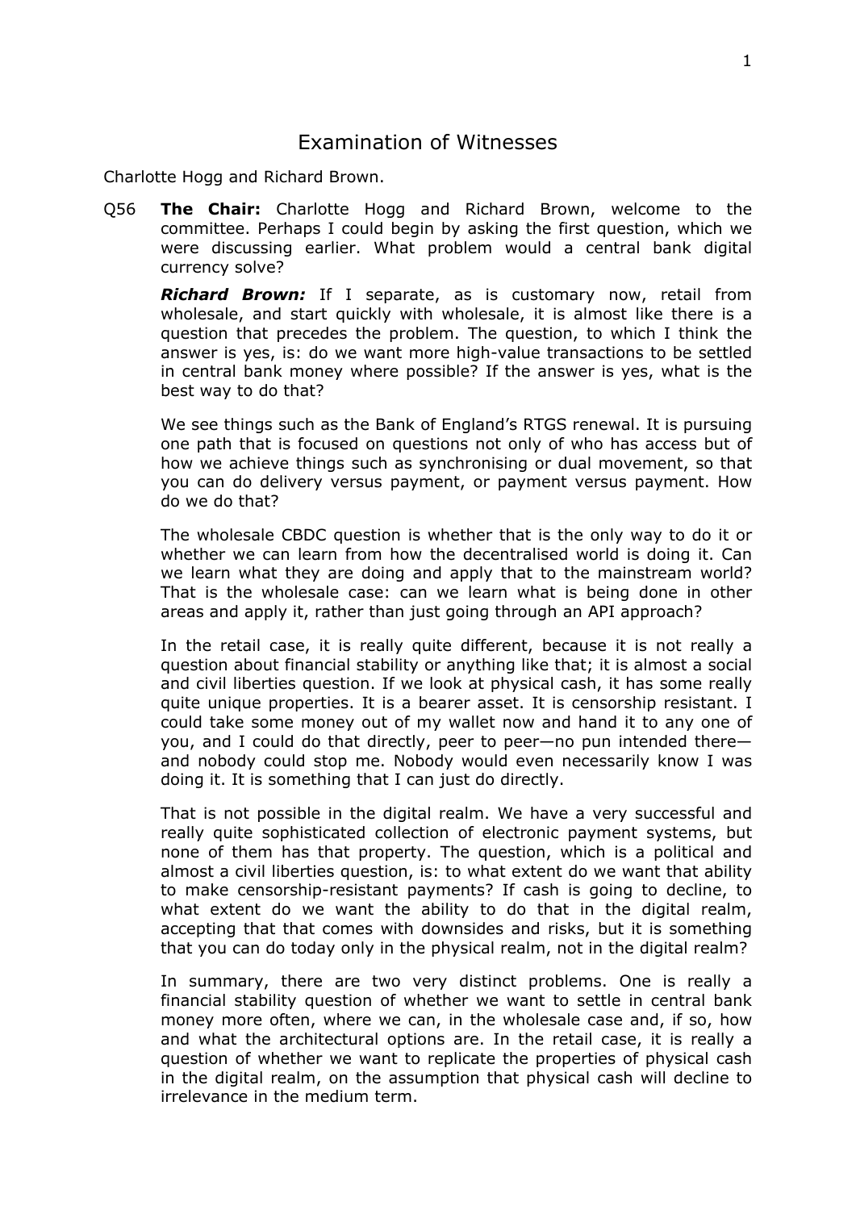# Examination of Witnesses

Charlotte Hogg and Richard Brown.

Q56 **The Chair:** Charlotte Hogg and Richard Brown, welcome to the committee. Perhaps I could begin by asking the first question, which we were discussing earlier. What problem would a central bank digital currency solve?

***Richard Brown:*** If I separate, as is customary now, retail from wholesale, and start quickly with wholesale, it is almost like there is a question that precedes the problem. The question, to which I think the answer is yes, is: do we want more high-value transactions to be settled in central bank money where possible? If the answer is yes, what is the best way to do that?

We see things such as the Bank of England's RTGS renewal. It is pursuing one path that is focused on questions not only of who has access but of how we achieve things such as synchronising or dual movement, so that you can do delivery versus payment, or payment versus payment. How do we do that?

The wholesale CBDC question is whether that is the only way to do it or whether we can learn from how the decentralised world is doing it. Can we learn what they are doing and apply that to the mainstream world? That is the wholesale case: can we learn what is being done in other areas and apply it, rather than just going through an API approach?

In the retail case, it is really quite different, because it is not really a question about financial stability or anything like that; it is almost a social and civil liberties question. If we look at physical cash, it has some really quite unique properties. It is a bearer asset. It is censorship resistant. I could take some money out of my wallet now and hand it to any one of you, and I could do that directly, peer to peer—no pun intended there—and nobody could stop me. Nobody would even necessarily know I was doing it. It is something that I can just do directly.

That is not possible in the digital realm. We have a very successful and really quite sophisticated collection of electronic payment systems, but none of them has that property. The question, which is a political and almost a civil liberties question, is: to what extent do we want that ability to make censorship-resistant payments? If cash is going to decline, to what extent do we want the ability to do that in the digital realm, accepting that that comes with downsides and risks, but it is something that you can do today only in the physical realm, not in the digital realm?

In summary, there are two very distinct problems. One is really a financial stability question of whether we want to settle in central bank money more often, where we can, in the wholesale case and, if so, how and what the architectural options are. In the retail case, it is really a question of whether we want to replicate the properties of physical cash in the digital realm, on the assumption that physical cash will decline to irrelevance in the medium term.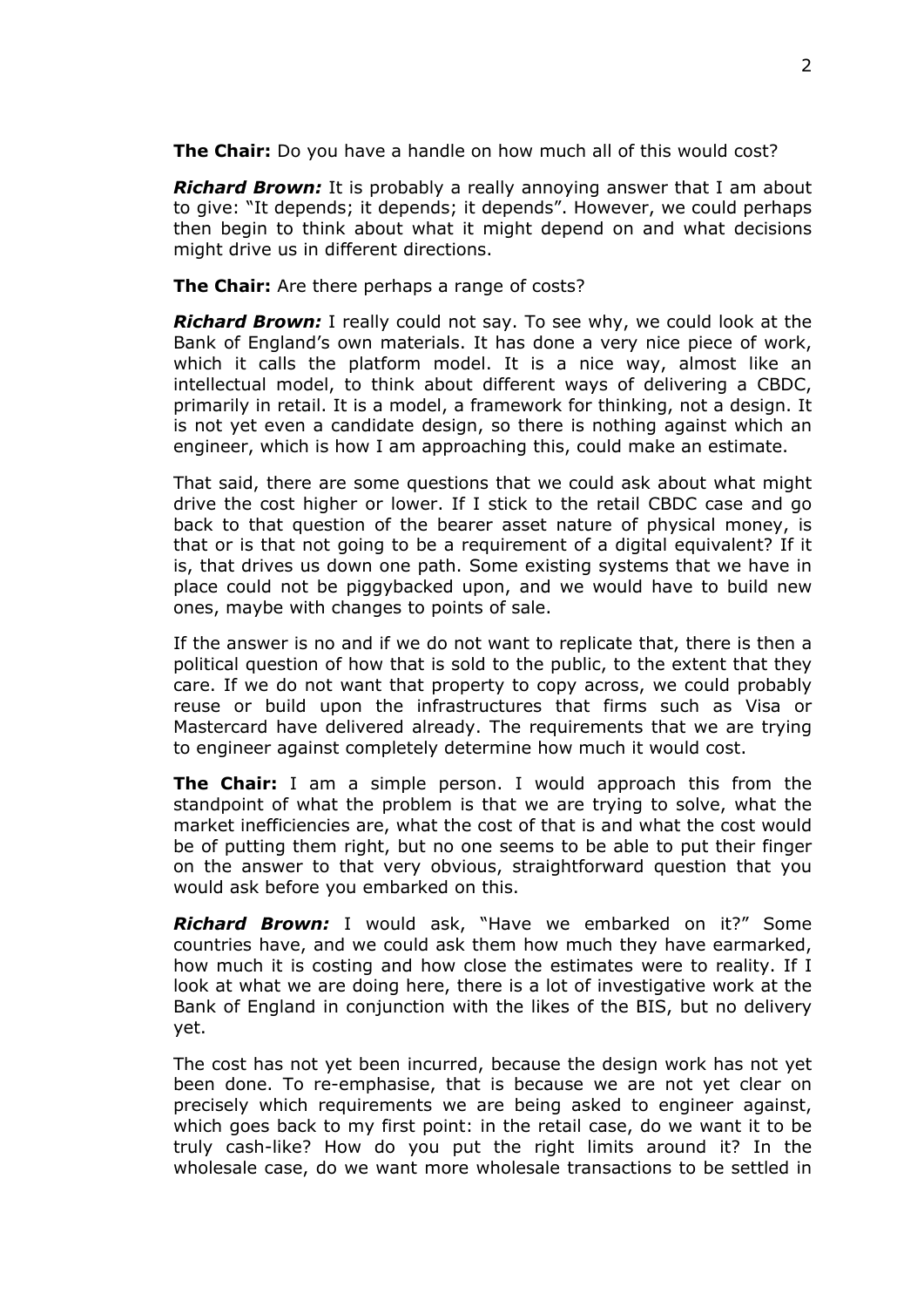**The Chair:** Do you have a handle on how much all of this would cost?

***Richard Brown:*** It is probably a really annoying answer that I am about to give: "It depends; it depends; it depends". However, we could perhaps then begin to think about what it might depend on and what decisions might drive us in different directions.

**The Chair:** Are there perhaps a range of costs?

***Richard Brown:*** I really could not say. To see why, we could look at the Bank of England's own materials. It has done a very nice piece of work, which it calls the platform model. It is a nice way, almost like an intellectual model, to think about different ways of delivering a CBDC, primarily in retail. It is a model, a framework for thinking, not a design. It is not yet even a candidate design, so there is nothing against which an engineer, which is how I am approaching this, could make an estimate.

That said, there are some questions that we could ask about what might drive the cost higher or lower. If I stick to the retail CBDC case and go back to that question of the bearer asset nature of physical money, is that or is that not going to be a requirement of a digital equivalent? If it is, that drives us down one path. Some existing systems that we have in place could not be piggybacked upon, and we would have to build new ones, maybe with changes to points of sale.

If the answer is no and if we do not want to replicate that, there is then a political question of how that is sold to the public, to the extent that they care. If we do not want that property to copy across, we could probably reuse or build upon the infrastructures that firms such as Visa or Mastercard have delivered already. The requirements that we are trying to engineer against completely determine how much it would cost.

**The Chair:** I am a simple person. I would approach this from the standpoint of what the problem is that we are trying to solve, what the market inefficiencies are, what the cost of that is and what the cost would be of putting them right, but no one seems to be able to put their finger on the answer to that very obvious, straightforward question that you would ask before you embarked on this.

***Richard Brown:*** I would ask, "Have we embarked on it?" Some countries have, and we could ask them how much they have earmarked, how much it is costing and how close the estimates were to reality. If I look at what we are doing here, there is a lot of investigative work at the Bank of England in conjunction with the likes of the BIS, but no delivery yet.

The cost has not yet been incurred, because the design work has not yet been done. To re-emphasise, that is because we are not yet clear on precisely which requirements we are being asked to engineer against, which goes back to my first point: in the retail case, do we want it to be truly cash-like? How do you put the right limits around it? In the wholesale case, do we want more wholesale transactions to be settled in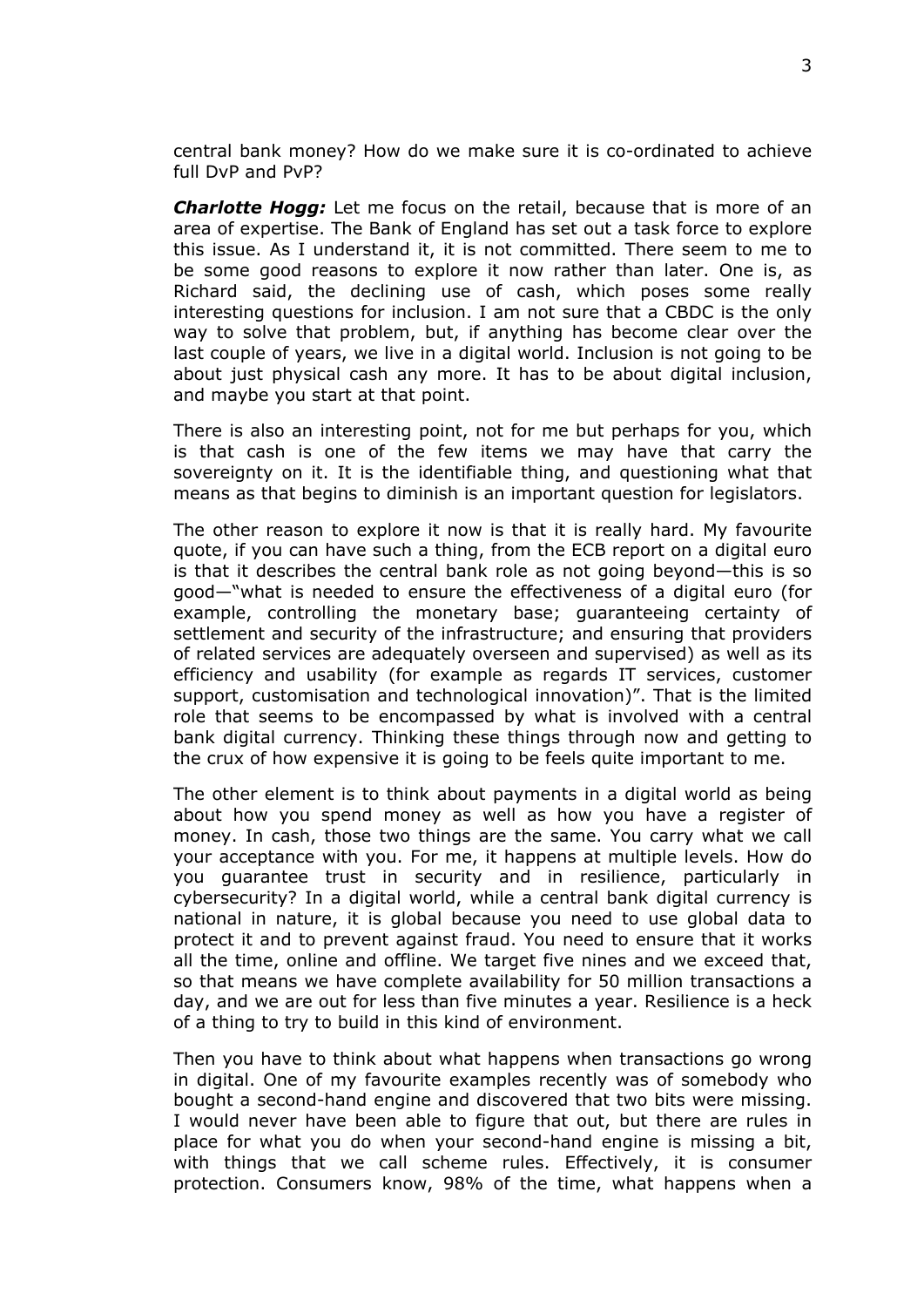central bank money? How do we make sure it is co-ordinated to achieve full DvP and PvP?

***Charlotte Hogg:*** Let me focus on the retail, because that is more of an area of expertise. The Bank of England has set out a task force to explore this issue. As I understand it, it is not committed. There seem to me to be some good reasons to explore it now rather than later. One is, as Richard said, the declining use of cash, which poses some really interesting questions for inclusion. I am not sure that a CBDC is the only way to solve that problem, but, if anything has become clear over the last couple of years, we live in a digital world. Inclusion is not going to be about just physical cash any more. It has to be about digital inclusion, and maybe you start at that point.

There is also an interesting point, not for me but perhaps for you, which is that cash is one of the few items we may have that carry the sovereignty on it. It is the identifiable thing, and questioning what that means as that begins to diminish is an important question for legislators.

The other reason to explore it now is that it is really hard. My favourite quote, if you can have such a thing, from the ECB report on a digital euro is that it describes the central bank role as not going beyond—this is so good—"what is needed to ensure the effectiveness of a digital euro (for example, controlling the monetary base; guaranteeing certainty of settlement and security of the infrastructure; and ensuring that providers of related services are adequately overseen and supervised) as well as its efficiency and usability (for example as regards IT services, customer support, customisation and technological innovation)". That is the limited role that seems to be encompassed by what is involved with a central bank digital currency. Thinking these things through now and getting to the crux of how expensive it is going to be feels quite important to me.

The other element is to think about payments in a digital world as being about how you spend money as well as how you have a register of money. In cash, those two things are the same. You carry what we call your acceptance with you. For me, it happens at multiple levels. How do you guarantee trust in security and in resilience, particularly in cybersecurity? In a digital world, while a central bank digital currency is national in nature, it is global because you need to use global data to protect it and to prevent against fraud. You need to ensure that it works all the time, online and offline. We target five nines and we exceed that, so that means we have complete availability for 50 million transactions a day, and we are out for less than five minutes a year. Resilience is a heck of a thing to try to build in this kind of environment.

Then you have to think about what happens when transactions go wrong in digital. One of my favourite examples recently was of somebody who bought a second-hand engine and discovered that two bits were missing. I would never have been able to figure that out, but there are rules in place for what you do when your second-hand engine is missing a bit, with things that we call scheme rules. Effectively, it is consumer protection. Consumers know, 98% of the time, what happens when a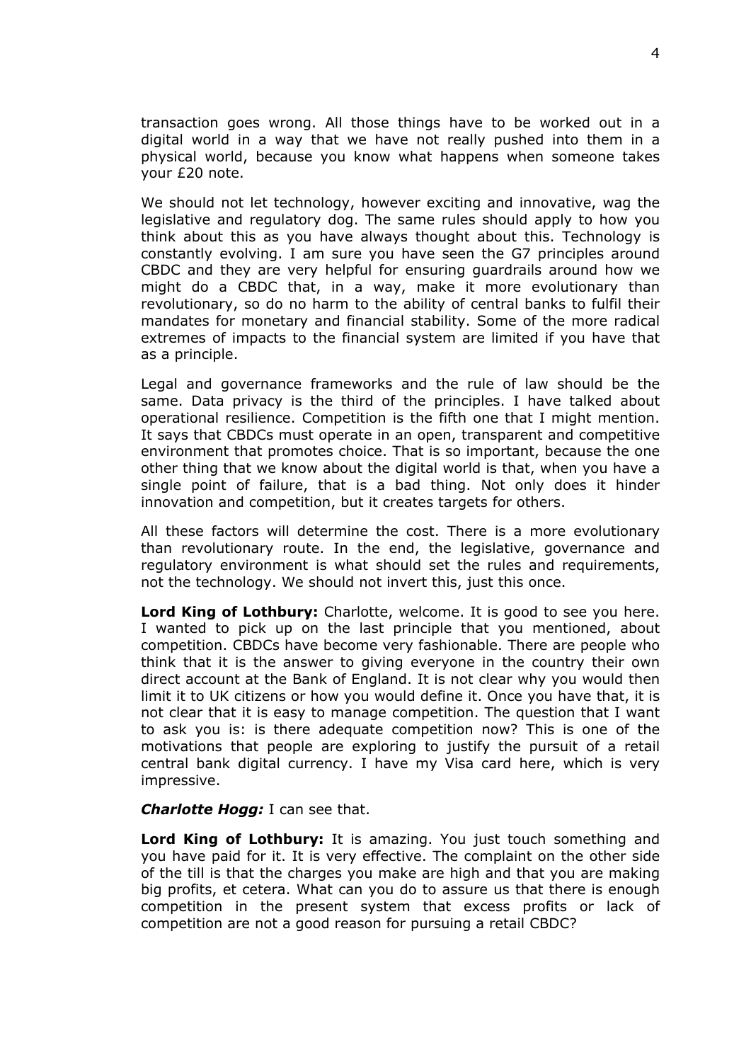transaction goes wrong. All those things have to be worked out in a digital world in a way that we have not really pushed into them in a physical world, because you know what happens when someone takes your £20 note.

We should not let technology, however exciting and innovative, wag the legislative and regulatory dog. The same rules should apply to how you think about this as you have always thought about this. Technology is constantly evolving. I am sure you have seen the G7 principles around CBDC and they are very helpful for ensuring guardrails around how we might do a CBDC that, in a way, make it more evolutionary than revolutionary, so do no harm to the ability of central banks to fulfil their mandates for monetary and financial stability. Some of the more radical extremes of impacts to the financial system are limited if you have that as a principle.

Legal and governance frameworks and the rule of law should be the same. Data privacy is the third of the principles. I have talked about operational resilience. Competition is the fifth one that I might mention. It says that CBDCs must operate in an open, transparent and competitive environment that promotes choice. That is so important, because the one other thing that we know about the digital world is that, when you have a single point of failure, that is a bad thing. Not only does it hinder innovation and competition, but it creates targets for others.

All these factors will determine the cost. There is a more evolutionary than revolutionary route. In the end, the legislative, governance and regulatory environment is what should set the rules and requirements, not the technology. We should not invert this, just this once.

**Lord King of Lothbury:** Charlotte, welcome. It is good to see you here. I wanted to pick up on the last principle that you mentioned, about competition. CBDCs have become very fashionable. There are people who think that it is the answer to giving everyone in the country their own direct account at the Bank of England. It is not clear why you would then limit it to UK citizens or how you would define it. Once you have that, it is not clear that it is easy to manage competition. The question that I want to ask you is: is there adequate competition now? This is one of the motivations that people are exploring to justify the pursuit of a retail central bank digital currency. I have my Visa card here, which is very impressive.

***Charlotte Hogg:*** I can see that.

**Lord King of Lothbury:** It is amazing. You just touch something and you have paid for it. It is very effective. The complaint on the other side of the till is that the charges you make are high and that you are making big profits, et cetera. What can you do to assure us that there is enough competition in the present system that excess profits or lack of competition are not a good reason for pursuing a retail CBDC?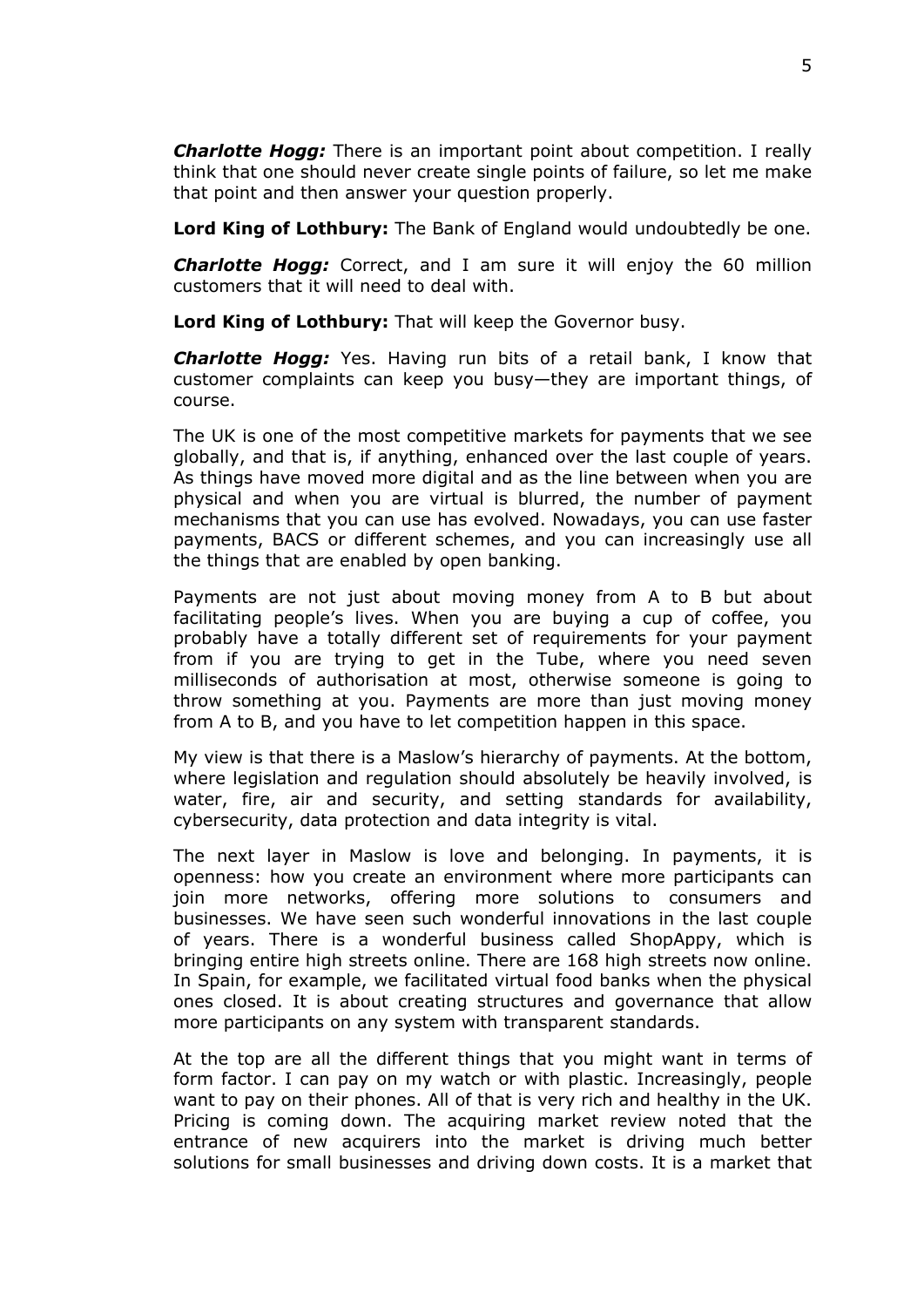***Charlotte Hogg:*** There is an important point about competition. I really think that one should never create single points of failure, so let me make that point and then answer your question properly.

**Lord King of Lothbury:** The Bank of England would undoubtedly be one.

***Charlotte Hogg:*** Correct, and I am sure it will enjoy the 60 million customers that it will need to deal with.

**Lord King of Lothbury:** That will keep the Governor busy.

***Charlotte Hogg:*** Yes. Having run bits of a retail bank, I know that customer complaints can keep you busy—they are important things, of course.

The UK is one of the most competitive markets for payments that we see globally, and that is, if anything, enhanced over the last couple of years. As things have moved more digital and as the line between when you are physical and when you are virtual is blurred, the number of payment mechanisms that you can use has evolved. Nowadays, you can use faster payments, BACS or different schemes, and you can increasingly use all the things that are enabled by open banking.

Payments are not just about moving money from A to B but about facilitating people's lives. When you are buying a cup of coffee, you probably have a totally different set of requirements for your payment from if you are trying to get in the Tube, where you need seven milliseconds of authorisation at most, otherwise someone is going to throw something at you. Payments are more than just moving money from A to B, and you have to let competition happen in this space.

My view is that there is a Maslow's hierarchy of payments. At the bottom, where legislation and regulation should absolutely be heavily involved, is water, fire, air and security, and setting standards for availability, cybersecurity, data protection and data integrity is vital.

The next layer in Maslow is love and belonging. In payments, it is openness: how you create an environment where more participants can join more networks, offering more solutions to consumers and businesses. We have seen such wonderful innovations in the last couple of years. There is a wonderful business called ShopAppy, which is bringing entire high streets online. There are 168 high streets now online. In Spain, for example, we facilitated virtual food banks when the physical ones closed. It is about creating structures and governance that allow more participants on any system with transparent standards.

At the top are all the different things that you might want in terms of form factor. I can pay on my watch or with plastic. Increasingly, people want to pay on their phones. All of that is very rich and healthy in the UK. Pricing is coming down. The acquiring market review noted that the entrance of new acquirers into the market is driving much better solutions for small businesses and driving down costs. It is a market that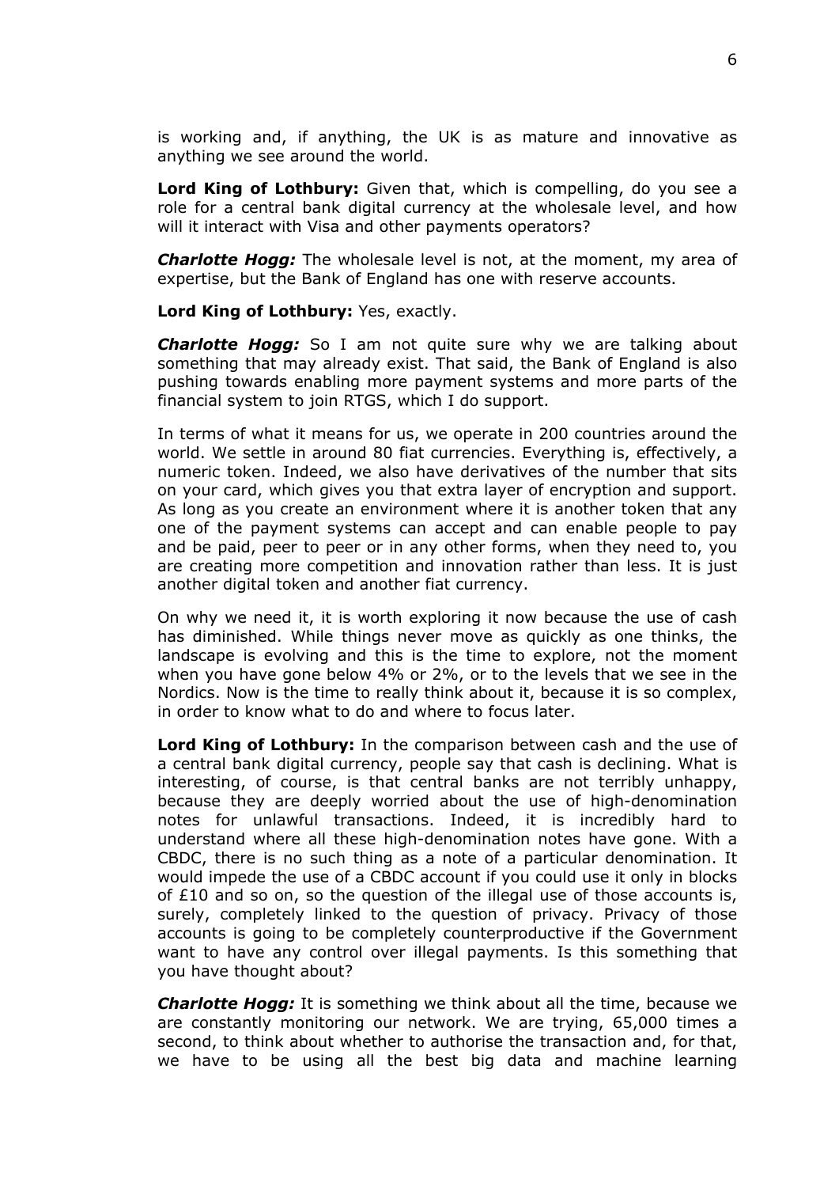is working and, if anything, the UK is as mature and innovative as anything we see around the world.

**Lord King of Lothbury:** Given that, which is compelling, do you see a role for a central bank digital currency at the wholesale level, and how will it interact with Visa and other payments operators?

***Charlotte Hogg:*** The wholesale level is not, at the moment, my area of expertise, but the Bank of England has one with reserve accounts.

**Lord King of Lothbury:** Yes, exactly.

***Charlotte Hogg:*** So I am not quite sure why we are talking about something that may already exist. That said, the Bank of England is also pushing towards enabling more payment systems and more parts of the financial system to join RTGS, which I do support.

In terms of what it means for us, we operate in 200 countries around the world. We settle in around 80 fiat currencies. Everything is, effectively, a numeric token. Indeed, we also have derivatives of the number that sits on your card, which gives you that extra layer of encryption and support. As long as you create an environment where it is another token that any one of the payment systems can accept and can enable people to pay and be paid, peer to peer or in any other forms, when they need to, you are creating more competition and innovation rather than less. It is just another digital token and another fiat currency.

On why we need it, it is worth exploring it now because the use of cash has diminished. While things never move as quickly as one thinks, the landscape is evolving and this is the time to explore, not the moment when you have gone below 4% or 2%, or to the levels that we see in the Nordics. Now is the time to really think about it, because it is so complex, in order to know what to do and where to focus later.

**Lord King of Lothbury:** In the comparison between cash and the use of a central bank digital currency, people say that cash is declining. What is interesting, of course, is that central banks are not terribly unhappy, because they are deeply worried about the use of high-denomination notes for unlawful transactions. Indeed, it is incredibly hard to understand where all these high-denomination notes have gone. With a CBDC, there is no such thing as a note of a particular denomination. It would impede the use of a CBDC account if you could use it only in blocks of £10 and so on, so the question of the illegal use of those accounts is, surely, completely linked to the question of privacy. Privacy of those accounts is going to be completely counterproductive if the Government want to have any control over illegal payments. Is this something that you have thought about?

***Charlotte Hogg:*** It is something we think about all the time, because we are constantly monitoring our network. We are trying, 65,000 times a second, to think about whether to authorise the transaction and, for that, we have to be using all the best big data and machine learning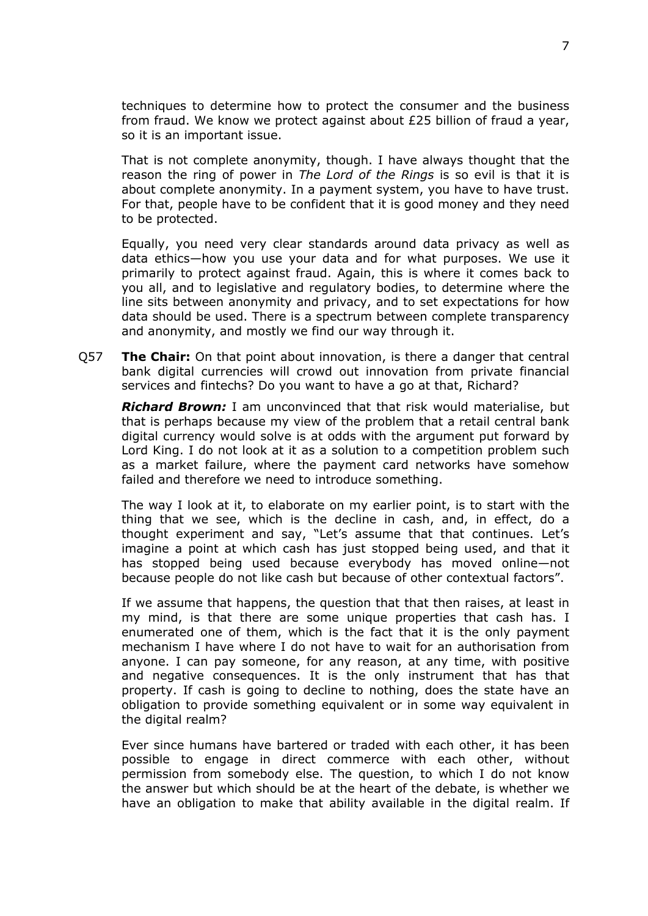techniques to determine how to protect the consumer and the business from fraud. We know we protect against about £25 billion of fraud a year, so it is an important issue.

That is not complete anonymity, though. I have always thought that the reason the ring of power in *The Lord of the Rings* is so evil is that it is about complete anonymity. In a payment system, you have to have trust. For that, people have to be confident that it is good money and they need to be protected.

Equally, you need very clear standards around data privacy as well as data ethics—how you use your data and for what purposes. We use it primarily to protect against fraud. Again, this is where it comes back to you all, and to legislative and regulatory bodies, to determine where the line sits between anonymity and privacy, and to set expectations for how data should be used. There is a spectrum between complete transparency and anonymity, and mostly we find our way through it.

Q57 **The Chair:** On that point about innovation, is there a danger that central bank digital currencies will crowd out innovation from private financial services and fintechs? Do you want to have a go at that, Richard?

***Richard Brown:*** I am unconvinced that that risk would materialise, but that is perhaps because my view of the problem that a retail central bank digital currency would solve is at odds with the argument put forward by Lord King. I do not look at it as a solution to a competition problem such as a market failure, where the payment card networks have somehow failed and therefore we need to introduce something.

The way I look at it, to elaborate on my earlier point, is to start with the thing that we see, which is the decline in cash, and, in effect, do a thought experiment and say, "Let's assume that that continues. Let's imagine a point at which cash has just stopped being used, and that it has stopped being used because everybody has moved online—not because people do not like cash but because of other contextual factors".

If we assume that happens, the question that that then raises, at least in my mind, is that there are some unique properties that cash has. I enumerated one of them, which is the fact that it is the only payment mechanism I have where I do not have to wait for an authorisation from anyone. I can pay someone, for any reason, at any time, with positive and negative consequences. It is the only instrument that has that property. If cash is going to decline to nothing, does the state have an obligation to provide something equivalent or in some way equivalent in the digital realm?

Ever since humans have bartered or traded with each other, it has been possible to engage in direct commerce with each other, without permission from somebody else. The question, to which I do not know the answer but which should be at the heart of the debate, is whether we have an obligation to make that ability available in the digital realm. If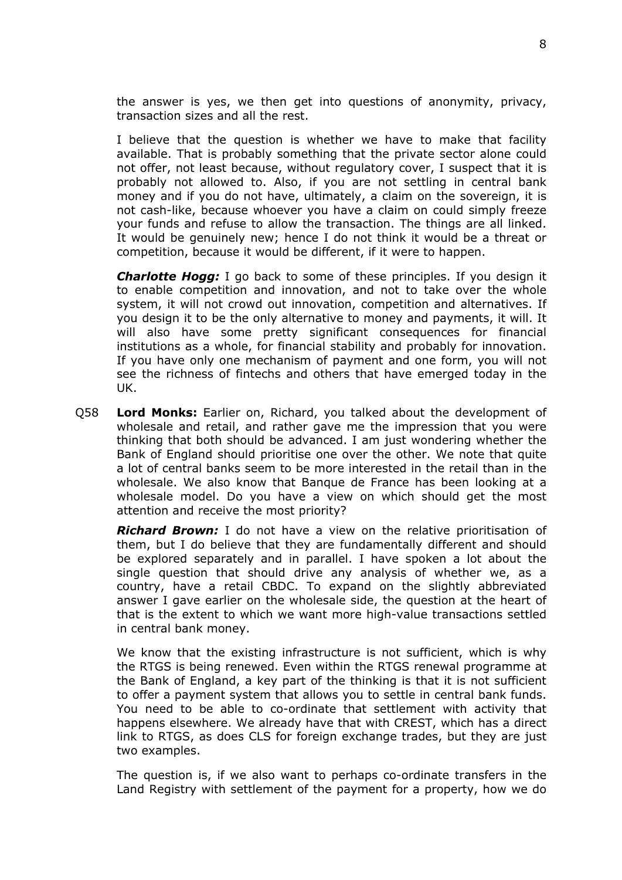the answer is yes, we then get into questions of anonymity, privacy, transaction sizes and all the rest.

I believe that the question is whether we have to make that facility available. That is probably something that the private sector alone could not offer, not least because, without regulatory cover, I suspect that it is probably not allowed to. Also, if you are not settling in central bank money and if you do not have, ultimately, a claim on the sovereign, it is not cash-like, because whoever you have a claim on could simply freeze your funds and refuse to allow the transaction. The things are all linked. It would be genuinely new; hence I do not think it would be a threat or competition, because it would be different, if it were to happen.

***Charlotte Hogg:*** I go back to some of these principles. If you design it to enable competition and innovation, and not to take over the whole system, it will not crowd out innovation, competition and alternatives. If you design it to be the only alternative to money and payments, it will. It will also have some pretty significant consequences for financial institutions as a whole, for financial stability and probably for innovation. If you have only one mechanism of payment and one form, you will not see the richness of fintechs and others that have emerged today in the UK.

Q58 **Lord Monks:** Earlier on, Richard, you talked about the development of wholesale and retail, and rather gave me the impression that you were thinking that both should be advanced. I am just wondering whether the Bank of England should prioritise one over the other. We note that quite a lot of central banks seem to be more interested in the retail than in the wholesale. We also know that Banque de France has been looking at a wholesale model. Do you have a view on which should get the most attention and receive the most priority?

***Richard Brown:*** I do not have a view on the relative prioritisation of them, but I do believe that they are fundamentally different and should be explored separately and in parallel. I have spoken a lot about the single question that should drive any analysis of whether we, as a country, have a retail CBDC. To expand on the slightly abbreviated answer I gave earlier on the wholesale side, the question at the heart of that is the extent to which we want more high-value transactions settled in central bank money.

We know that the existing infrastructure is not sufficient, which is why the RTGS is being renewed. Even within the RTGS renewal programme at the Bank of England, a key part of the thinking is that it is not sufficient to offer a payment system that allows you to settle in central bank funds. You need to be able to co-ordinate that settlement with activity that happens elsewhere. We already have that with CREST, which has a direct link to RTGS, as does CLS for foreign exchange trades, but they are just two examples.

The question is, if we also want to perhaps co-ordinate transfers in the Land Registry with settlement of the payment for a property, how we do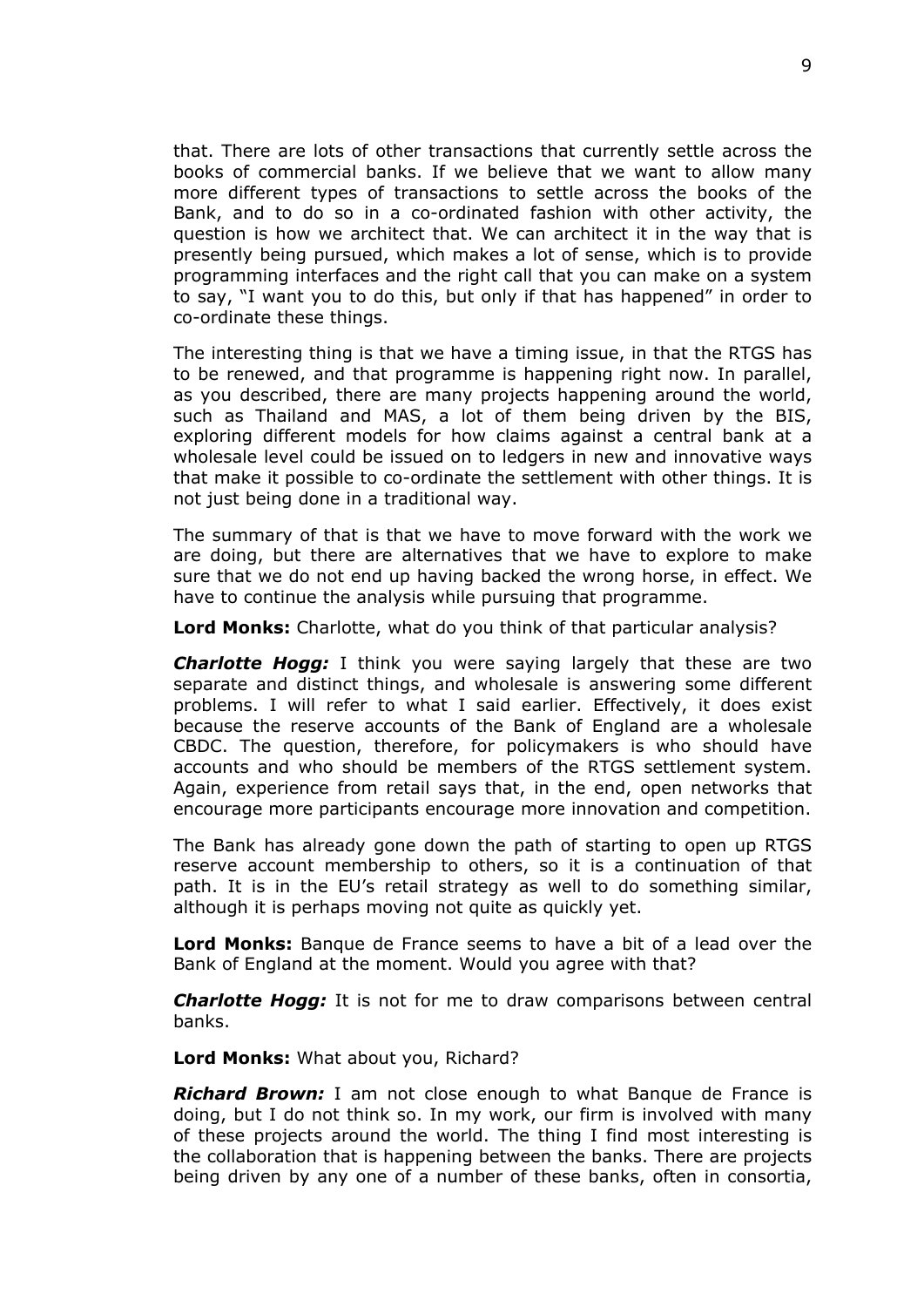that. There are lots of other transactions that currently settle across the books of commercial banks. If we believe that we want to allow many more different types of transactions to settle across the books of the Bank, and to do so in a co-ordinated fashion with other activity, the question is how we architect that. We can architect it in the way that is presently being pursued, which makes a lot of sense, which is to provide programming interfaces and the right call that you can make on a system to say, "I want you to do this, but only if that has happened" in order to co-ordinate these things.

The interesting thing is that we have a timing issue, in that the RTGS has to be renewed, and that programme is happening right now. In parallel, as you described, there are many projects happening around the world, such as Thailand and MAS, a lot of them being driven by the BIS, exploring different models for how claims against a central bank at a wholesale level could be issued on to ledgers in new and innovative ways that make it possible to co-ordinate the settlement with other things. It is not just being done in a traditional way.

The summary of that is that we have to move forward with the work we are doing, but there are alternatives that we have to explore to make sure that we do not end up having backed the wrong horse, in effect. We have to continue the analysis while pursuing that programme.

**Lord Monks:** Charlotte, what do you think of that particular analysis?

***Charlotte Hogg:*** I think you were saying largely that these are two separate and distinct things, and wholesale is answering some different problems. I will refer to what I said earlier. Effectively, it does exist because the reserve accounts of the Bank of England are a wholesale CBDC. The question, therefore, for policymakers is who should have accounts and who should be members of the RTGS settlement system. Again, experience from retail says that, in the end, open networks that encourage more participants encourage more innovation and competition.

The Bank has already gone down the path of starting to open up RTGS reserve account membership to others, so it is a continuation of that path. It is in the EU's retail strategy as well to do something similar, although it is perhaps moving not quite as quickly yet.

**Lord Monks:** Banque de France seems to have a bit of a lead over the Bank of England at the moment. Would you agree with that?

***Charlotte Hogg:*** It is not for me to draw comparisons between central banks.

**Lord Monks:** What about you, Richard?

***Richard Brown:*** I am not close enough to what Banque de France is doing, but I do not think so. In my work, our firm is involved with many of these projects around the world. The thing I find most interesting is the collaboration that is happening between the banks. There are projects being driven by any one of a number of these banks, often in consortia,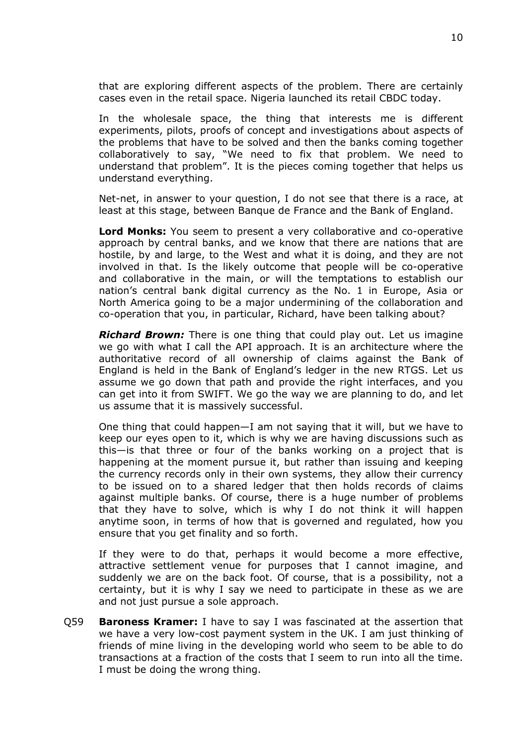that are exploring different aspects of the problem. There are certainly cases even in the retail space. Nigeria launched its retail CBDC today.

In the wholesale space, the thing that interests me is different experiments, pilots, proofs of concept and investigations about aspects of the problems that have to be solved and then the banks coming together collaboratively to say, "We need to fix that problem. We need to understand that problem". It is the pieces coming together that helps us understand everything.

Net-net, in answer to your question, I do not see that there is a race, at least at this stage, between Banque de France and the Bank of England.

**Lord Monks:** You seem to present a very collaborative and co-operative approach by central banks, and we know that there are nations that are hostile, by and large, to the West and what it is doing, and they are not involved in that. Is the likely outcome that people will be co-operative and collaborative in the main, or will the temptations to establish our nation's central bank digital currency as the No. 1 in Europe, Asia or North America going to be a major undermining of the collaboration and co-operation that you, in particular, Richard, have been talking about?

***Richard Brown:*** There is one thing that could play out. Let us imagine we go with what I call the API approach. It is an architecture where the authoritative record of all ownership of claims against the Bank of England is held in the Bank of England's ledger in the new RTGS. Let us assume we go down that path and provide the right interfaces, and you can get into it from SWIFT. We go the way we are planning to do, and let us assume that it is massively successful.

One thing that could happen—I am not saying that it will, but we have to keep our eyes open to it, which is why we are having discussions such as this—is that three or four of the banks working on a project that is happening at the moment pursue it, but rather than issuing and keeping the currency records only in their own systems, they allow their currency to be issued on to a shared ledger that then holds records of claims against multiple banks. Of course, there is a huge number of problems that they have to solve, which is why I do not think it will happen anytime soon, in terms of how that is governed and regulated, how you ensure that you get finality and so forth.

If they were to do that, perhaps it would become a more effective, attractive settlement venue for purposes that I cannot imagine, and suddenly we are on the back foot. Of course, that is a possibility, not a certainty, but it is why I say we need to participate in these as we are and not just pursue a sole approach.

Q59 **Baroness Kramer:** I have to say I was fascinated at the assertion that we have a very low-cost payment system in the UK. I am just thinking of friends of mine living in the developing world who seem to be able to do transactions at a fraction of the costs that I seem to run into all the time. I must be doing the wrong thing.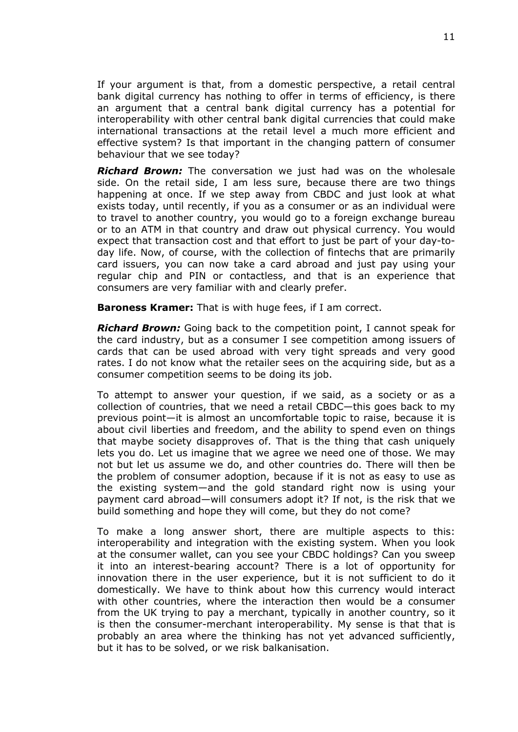If your argument is that, from a domestic perspective, a retail central bank digital currency has nothing to offer in terms of efficiency, is there an argument that a central bank digital currency has a potential for interoperability with other central bank digital currencies that could make international transactions at the retail level a much more efficient and effective system? Is that important in the changing pattern of consumer behaviour that we see today?

***Richard Brown:*** The conversation we just had was on the wholesale side. On the retail side, I am less sure, because there are two things happening at once. If we step away from CBDC and just look at what exists today, until recently, if you as a consumer or as an individual were to travel to another country, you would go to a foreign exchange bureau or to an ATM in that country and draw out physical currency. You would expect that transaction cost and that effort to just be part of your day-to-day life. Now, of course, with the collection of fintechs that are primarily card issuers, you can now take a card abroad and just pay using your regular chip and PIN or contactless, and that is an experience that consumers are very familiar with and clearly prefer.

**Baroness Kramer:** That is with huge fees, if I am correct.

***Richard Brown:*** Going back to the competition point, I cannot speak for the card industry, but as a consumer I see competition among issuers of cards that can be used abroad with very tight spreads and very good rates. I do not know what the retailer sees on the acquiring side, but as a consumer competition seems to be doing its job.

To attempt to answer your question, if we said, as a society or as a collection of countries, that we need a retail CBDC—this goes back to my previous point—it is almost an uncomfortable topic to raise, because it is about civil liberties and freedom, and the ability to spend even on things that maybe society disapproves of. That is the thing that cash uniquely lets you do. Let us imagine that we agree we need one of those. We may not but let us assume we do, and other countries do. There will then be the problem of consumer adoption, because if it is not as easy to use as the existing system—and the gold standard right now is using your payment card abroad—will consumers adopt it? If not, is the risk that we build something and hope they will come, but they do not come?

To make a long answer short, there are multiple aspects to this: interoperability and integration with the existing system. When you look at the consumer wallet, can you see your CBDC holdings? Can you sweep it into an interest-bearing account? There is a lot of opportunity for innovation there in the user experience, but it is not sufficient to do it domestically. We have to think about how this currency would interact with other countries, where the interaction then would be a consumer from the UK trying to pay a merchant, typically in another country, so it is then the consumer-merchant interoperability. My sense is that that is probably an area where the thinking has not yet advanced sufficiently, but it has to be solved, or we risk balkanisation.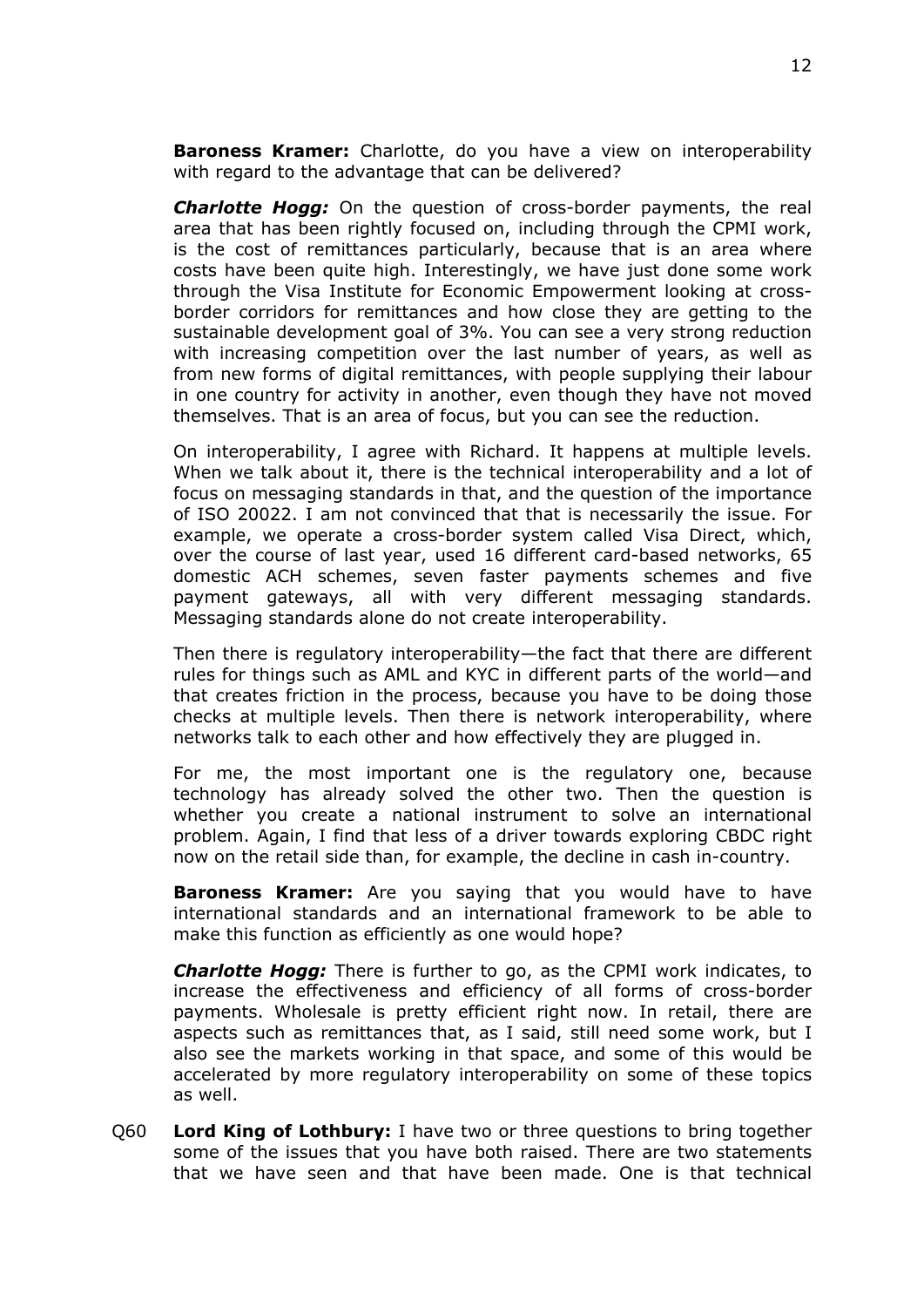**Baroness Kramer:** Charlotte, do you have a view on interoperability with regard to the advantage that can be delivered?

***Charlotte Hogg:*** On the question of cross-border payments, the real area that has been rightly focused on, including through the CPMI work, is the cost of remittances particularly, because that is an area where costs have been quite high. Interestingly, we have just done some work through the Visa Institute for Economic Empowerment looking at cross-border corridors for remittances and how close they are getting to the sustainable development goal of 3%. You can see a very strong reduction with increasing competition over the last number of years, as well as from new forms of digital remittances, with people supplying their labour in one country for activity in another, even though they have not moved themselves. That is an area of focus, but you can see the reduction.

On interoperability, I agree with Richard. It happens at multiple levels. When we talk about it, there is the technical interoperability and a lot of focus on messaging standards in that, and the question of the importance of ISO 20022. I am not convinced that that is necessarily the issue. For example, we operate a cross-border system called Visa Direct, which, over the course of last year, used 16 different card-based networks, 65 domestic ACH schemes, seven faster payments schemes and five payment gateways, all with very different messaging standards. Messaging standards alone do not create interoperability.

Then there is regulatory interoperability—the fact that there are different rules for things such as AML and KYC in different parts of the world—and that creates friction in the process, because you have to be doing those checks at multiple levels. Then there is network interoperability, where networks talk to each other and how effectively they are plugged in.

For me, the most important one is the regulatory one, because technology has already solved the other two. Then the question is whether you create a national instrument to solve an international problem. Again, I find that less of a driver towards exploring CBDC right now on the retail side than, for example, the decline in cash in-country.

**Baroness Kramer:** Are you saying that you would have to have international standards and an international framework to be able to make this function as efficiently as one would hope?

***Charlotte Hogg:*** There is further to go, as the CPMI work indicates, to increase the effectiveness and efficiency of all forms of cross-border payments. Wholesale is pretty efficient right now. In retail, there are aspects such as remittances that, as I said, still need some work, but I also see the markets working in that space, and some of this would be accelerated by more regulatory interoperability on some of these topics as well.

Q60 **Lord King of Lothbury:** I have two or three questions to bring together some of the issues that you have both raised. There are two statements that we have seen and that have been made. One is that technical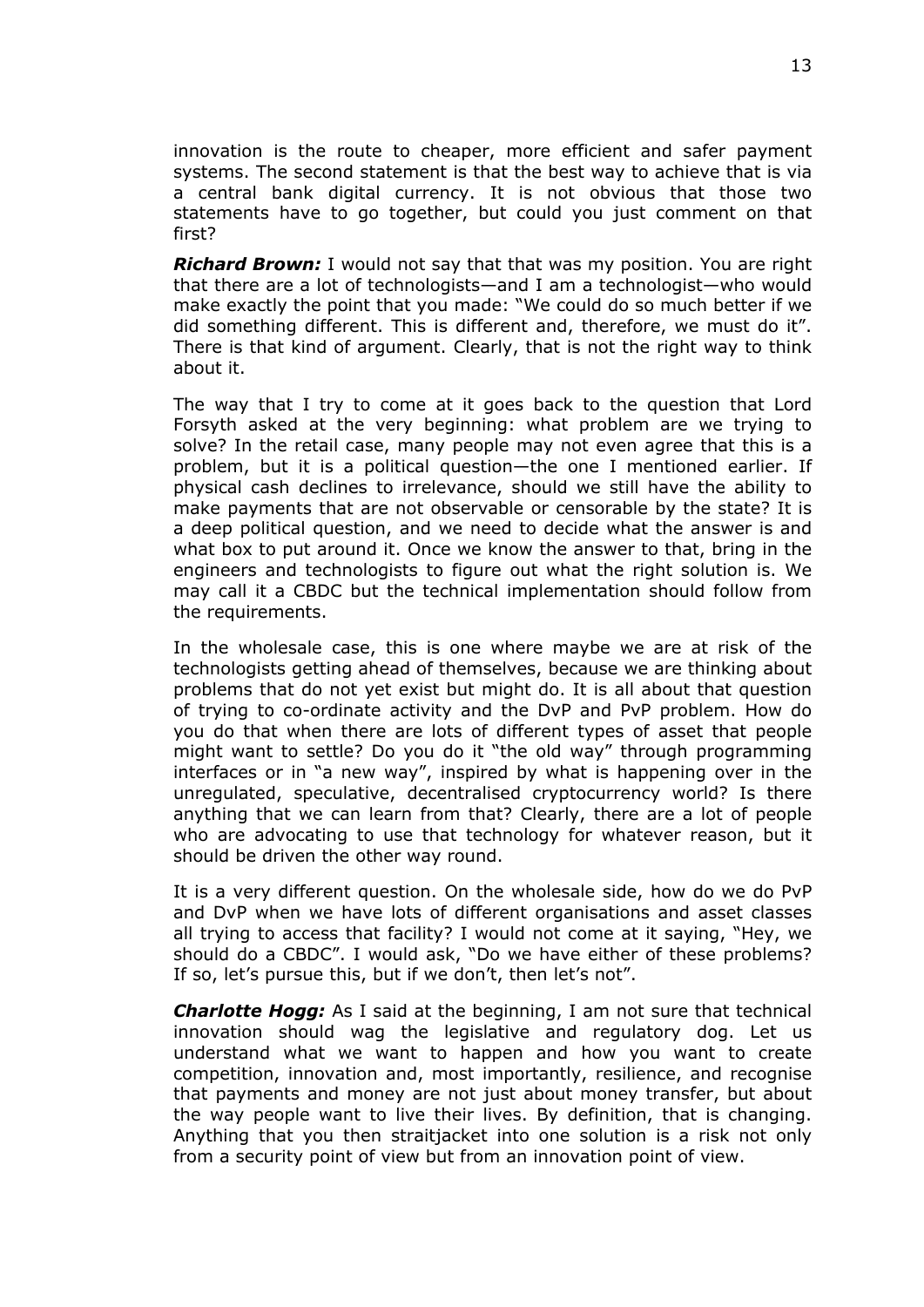innovation is the route to cheaper, more efficient and safer payment systems. The second statement is that the best way to achieve that is via a central bank digital currency. It is not obvious that those two statements have to go together, but could you just comment on that first?

***Richard Brown:*** I would not say that that was my position. You are right that there are a lot of technologists—and I am a technologist—who would make exactly the point that you made: "We could do so much better if we did something different. This is different and, therefore, we must do it". There is that kind of argument. Clearly, that is not the right way to think about it.

The way that I try to come at it goes back to the question that Lord Forsyth asked at the very beginning: what problem are we trying to solve? In the retail case, many people may not even agree that this is a problem, but it is a political question—the one I mentioned earlier. If physical cash declines to irrelevance, should we still have the ability to make payments that are not observable or censorable by the state? It is a deep political question, and we need to decide what the answer is and what box to put around it. Once we know the answer to that, bring in the engineers and technologists to figure out what the right solution is. We may call it a CBDC but the technical implementation should follow from the requirements.

In the wholesale case, this is one where maybe we are at risk of the technologists getting ahead of themselves, because we are thinking about problems that do not yet exist but might do. It is all about that question of trying to co-ordinate activity and the DvP and PvP problem. How do you do that when there are lots of different types of asset that people might want to settle? Do you do it "the old way" through programming interfaces or in "a new way", inspired by what is happening over in the unregulated, speculative, decentralised cryptocurrency world? Is there anything that we can learn from that? Clearly, there are a lot of people who are advocating to use that technology for whatever reason, but it should be driven the other way round.

It is a very different question. On the wholesale side, how do we do PvP and DvP when we have lots of different organisations and asset classes all trying to access that facility? I would not come at it saying, "Hey, we should do a CBDC". I would ask, "Do we have either of these problems? If so, let's pursue this, but if we don't, then let's not".

***Charlotte Hogg:*** As I said at the beginning, I am not sure that technical innovation should wag the legislative and regulatory dog. Let us understand what we want to happen and how you want to create competition, innovation and, most importantly, resilience, and recognise that payments and money are not just about money transfer, but about the way people want to live their lives. By definition, that is changing. Anything that you then straitjacket into one solution is a risk not only from a security point of view but from an innovation point of view.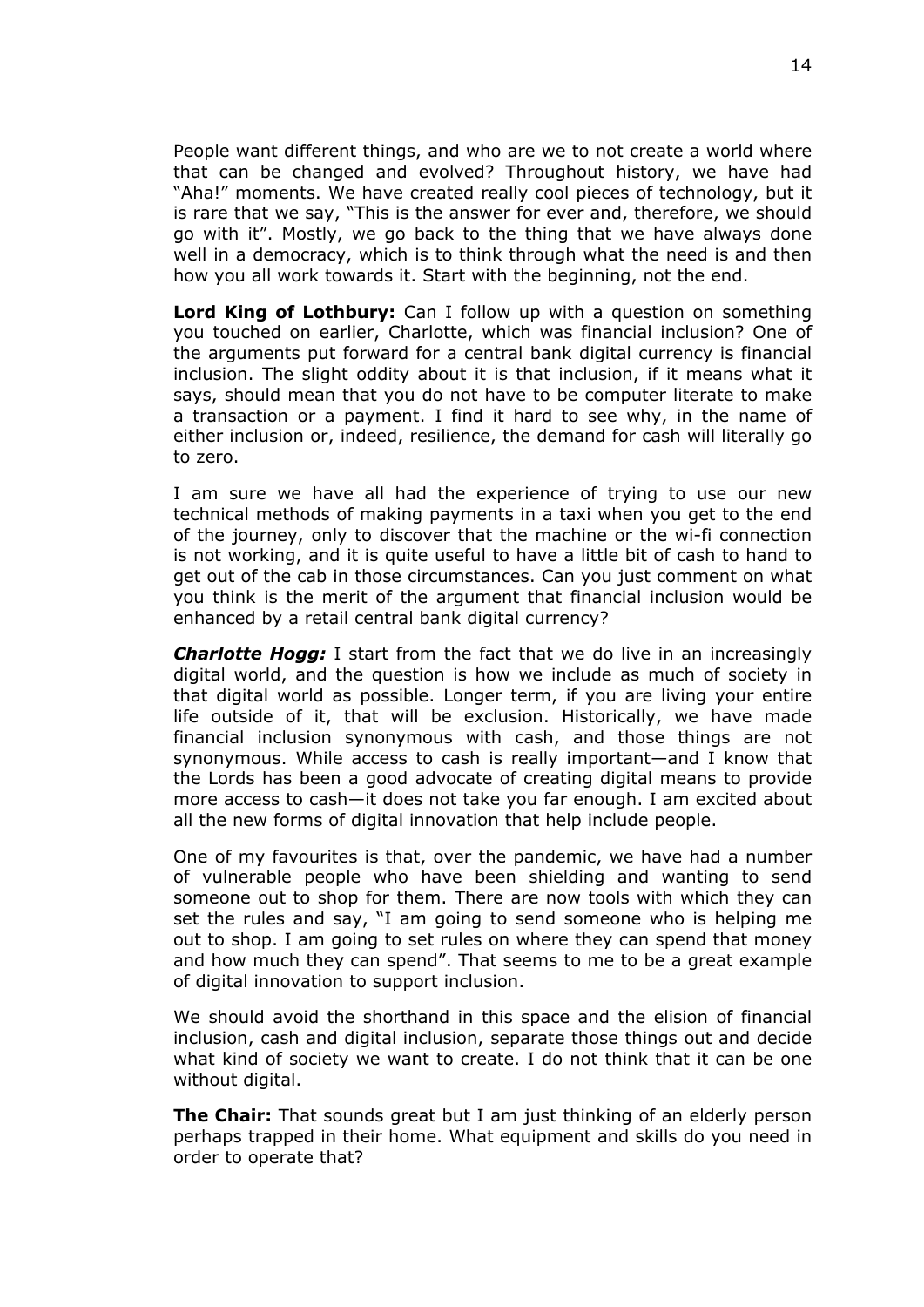People want different things, and who are we to not create a world where that can be changed and evolved? Throughout history, we have had "Aha!" moments. We have created really cool pieces of technology, but it is rare that we say, "This is the answer for ever and, therefore, we should go with it". Mostly, we go back to the thing that we have always done well in a democracy, which is to think through what the need is and then how you all work towards it. Start with the beginning, not the end.

**Lord King of Lothbury:** Can I follow up with a question on something you touched on earlier, Charlotte, which was financial inclusion? One of the arguments put forward for a central bank digital currency is financial inclusion. The slight oddity about it is that inclusion, if it means what it says, should mean that you do not have to be computer literate to make a transaction or a payment. I find it hard to see why, in the name of either inclusion or, indeed, resilience, the demand for cash will literally go to zero.

I am sure we have all had the experience of trying to use our new technical methods of making payments in a taxi when you get to the end of the journey, only to discover that the machine or the wi-fi connection is not working, and it is quite useful to have a little bit of cash to hand to get out of the cab in those circumstances. Can you just comment on what you think is the merit of the argument that financial inclusion would be enhanced by a retail central bank digital currency?

***Charlotte Hogg:*** I start from the fact that we do live in an increasingly digital world, and the question is how we include as much of society in that digital world as possible. Longer term, if you are living your entire life outside of it, that will be exclusion. Historically, we have made financial inclusion synonymous with cash, and those things are not synonymous. While access to cash is really important—and I know that the Lords has been a good advocate of creating digital means to provide more access to cash—it does not take you far enough. I am excited about all the new forms of digital innovation that help include people.

One of my favourites is that, over the pandemic, we have had a number of vulnerable people who have been shielding and wanting to send someone out to shop for them. There are now tools with which they can set the rules and say, "I am going to send someone who is helping me out to shop. I am going to set rules on where they can spend that money and how much they can spend". That seems to me to be a great example of digital innovation to support inclusion.

We should avoid the shorthand in this space and the elision of financial inclusion, cash and digital inclusion, separate those things out and decide what kind of society we want to create. I do not think that it can be one without digital.

**The Chair:** That sounds great but I am just thinking of an elderly person perhaps trapped in their home. What equipment and skills do you need in order to operate that?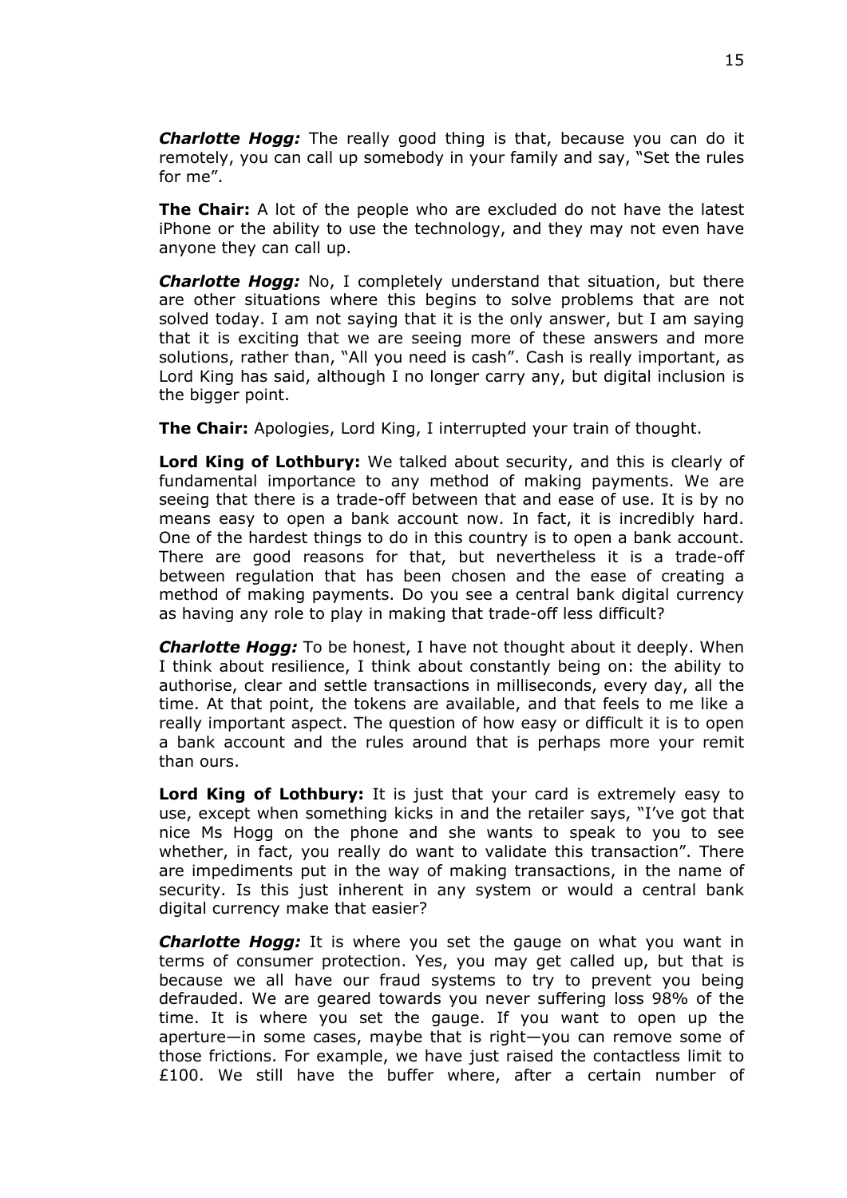***Charlotte Hogg:*** The really good thing is that, because you can do it remotely, you can call up somebody in your family and say, "Set the rules for me".

**The Chair:** A lot of the people who are excluded do not have the latest iPhone or the ability to use the technology, and they may not even have anyone they can call up.

***Charlotte Hogg:*** No, I completely understand that situation, but there are other situations where this begins to solve problems that are not solved today. I am not saying that it is the only answer, but I am saying that it is exciting that we are seeing more of these answers and more solutions, rather than, "All you need is cash". Cash is really important, as Lord King has said, although I no longer carry any, but digital inclusion is the bigger point.

**The Chair:** Apologies, Lord King, I interrupted your train of thought.

**Lord King of Lothbury:** We talked about security, and this is clearly of fundamental importance to any method of making payments. We are seeing that there is a trade-off between that and ease of use. It is by no means easy to open a bank account now. In fact, it is incredibly hard. One of the hardest things to do in this country is to open a bank account. There are good reasons for that, but nevertheless it is a trade-off between regulation that has been chosen and the ease of creating a method of making payments. Do you see a central bank digital currency as having any role to play in making that trade-off less difficult?

***Charlotte Hogg:*** To be honest, I have not thought about it deeply. When I think about resilience, I think about constantly being on: the ability to authorise, clear and settle transactions in milliseconds, every day, all the time. At that point, the tokens are available, and that feels to me like a really important aspect. The question of how easy or difficult it is to open a bank account and the rules around that is perhaps more your remit than ours.

**Lord King of Lothbury:** It is just that your card is extremely easy to use, except when something kicks in and the retailer says, "I've got that nice Ms Hogg on the phone and she wants to speak to you to see whether, in fact, you really do want to validate this transaction". There are impediments put in the way of making transactions, in the name of security. Is this just inherent in any system or would a central bank digital currency make that easier?

***Charlotte Hogg:*** It is where you set the gauge on what you want in terms of consumer protection. Yes, you may get called up, but that is because we all have our fraud systems to try to prevent you being defrauded. We are geared towards you never suffering loss 98% of the time. It is where you set the gauge. If you want to open up the aperture—in some cases, maybe that is right—you can remove some of those frictions. For example, we have just raised the contactless limit to £100. We still have the buffer where, after a certain number of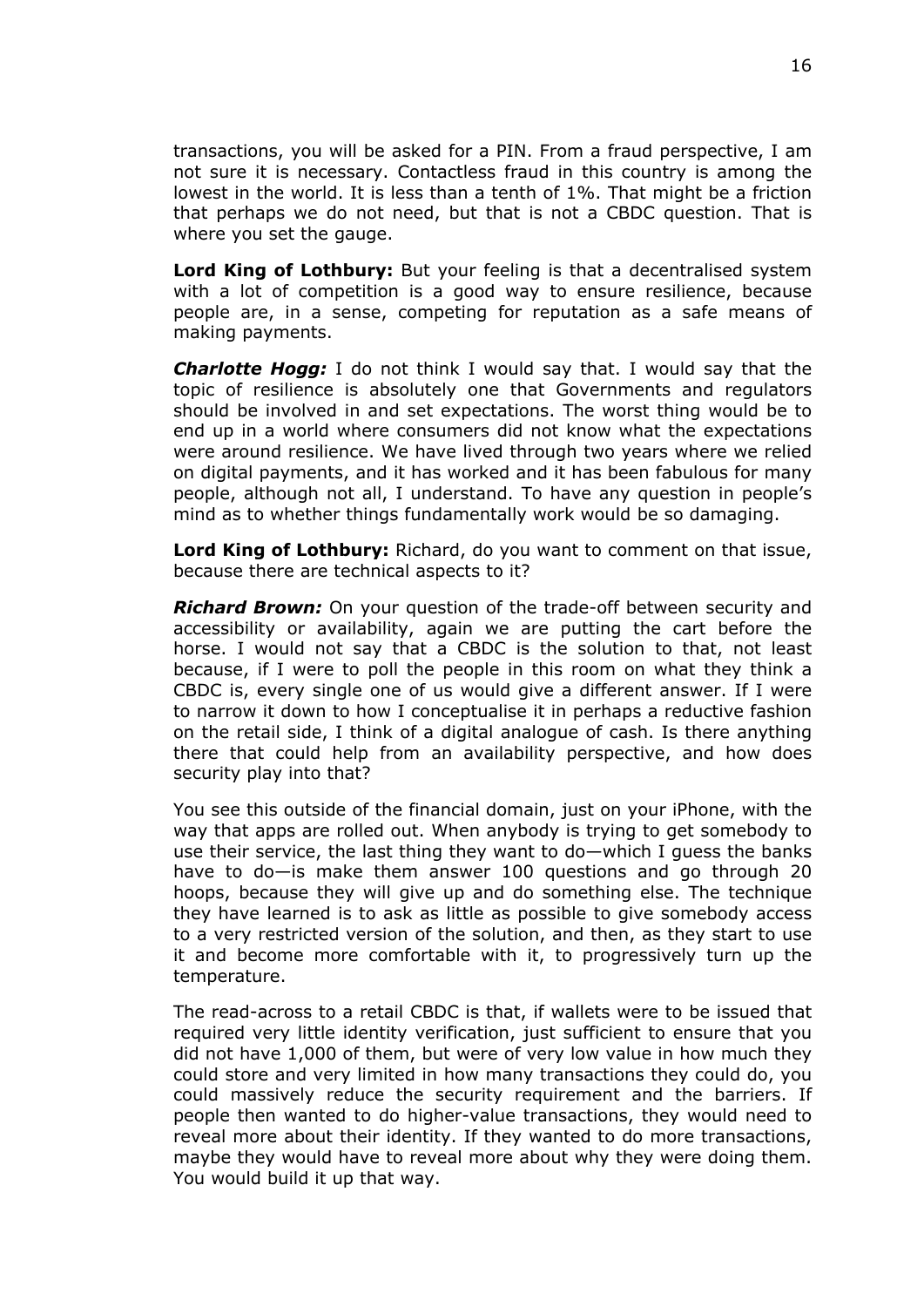transactions, you will be asked for a PIN. From a fraud perspective, I am not sure it is necessary. Contactless fraud in this country is among the lowest in the world. It is less than a tenth of 1%. That might be a friction that perhaps we do not need, but that is not a CBDC question. That is where you set the gauge.

**Lord King of Lothbury:** But your feeling is that a decentralised system with a lot of competition is a good way to ensure resilience, because people are, in a sense, competing for reputation as a safe means of making payments.

***Charlotte Hogg:*** I do not think I would say that. I would say that the topic of resilience is absolutely one that Governments and regulators should be involved in and set expectations. The worst thing would be to end up in a world where consumers did not know what the expectations were around resilience. We have lived through two years where we relied on digital payments, and it has worked and it has been fabulous for many people, although not all, I understand. To have any question in people's mind as to whether things fundamentally work would be so damaging.

**Lord King of Lothbury:** Richard, do you want to comment on that issue, because there are technical aspects to it?

***Richard Brown:*** On your question of the trade-off between security and accessibility or availability, again we are putting the cart before the horse. I would not say that a CBDC is the solution to that, not least because, if I were to poll the people in this room on what they think a CBDC is, every single one of us would give a different answer. If I were to narrow it down to how I conceptualise it in perhaps a reductive fashion on the retail side, I think of a digital analogue of cash. Is there anything there that could help from an availability perspective, and how does security play into that?

You see this outside of the financial domain, just on your iPhone, with the way that apps are rolled out. When anybody is trying to get somebody to use their service, the last thing they want to do—which I guess the banks have to do—is make them answer 100 questions and go through 20 hoops, because they will give up and do something else. The technique they have learned is to ask as little as possible to give somebody access to a very restricted version of the solution, and then, as they start to use it and become more comfortable with it, to progressively turn up the temperature.

The read-across to a retail CBDC is that, if wallets were to be issued that required very little identity verification, just sufficient to ensure that you did not have 1,000 of them, but were of very low value in how much they could store and very limited in how many transactions they could do, you could massively reduce the security requirement and the barriers. If people then wanted to do higher-value transactions, they would need to reveal more about their identity. If they wanted to do more transactions, maybe they would have to reveal more about why they were doing them. You would build it up that way.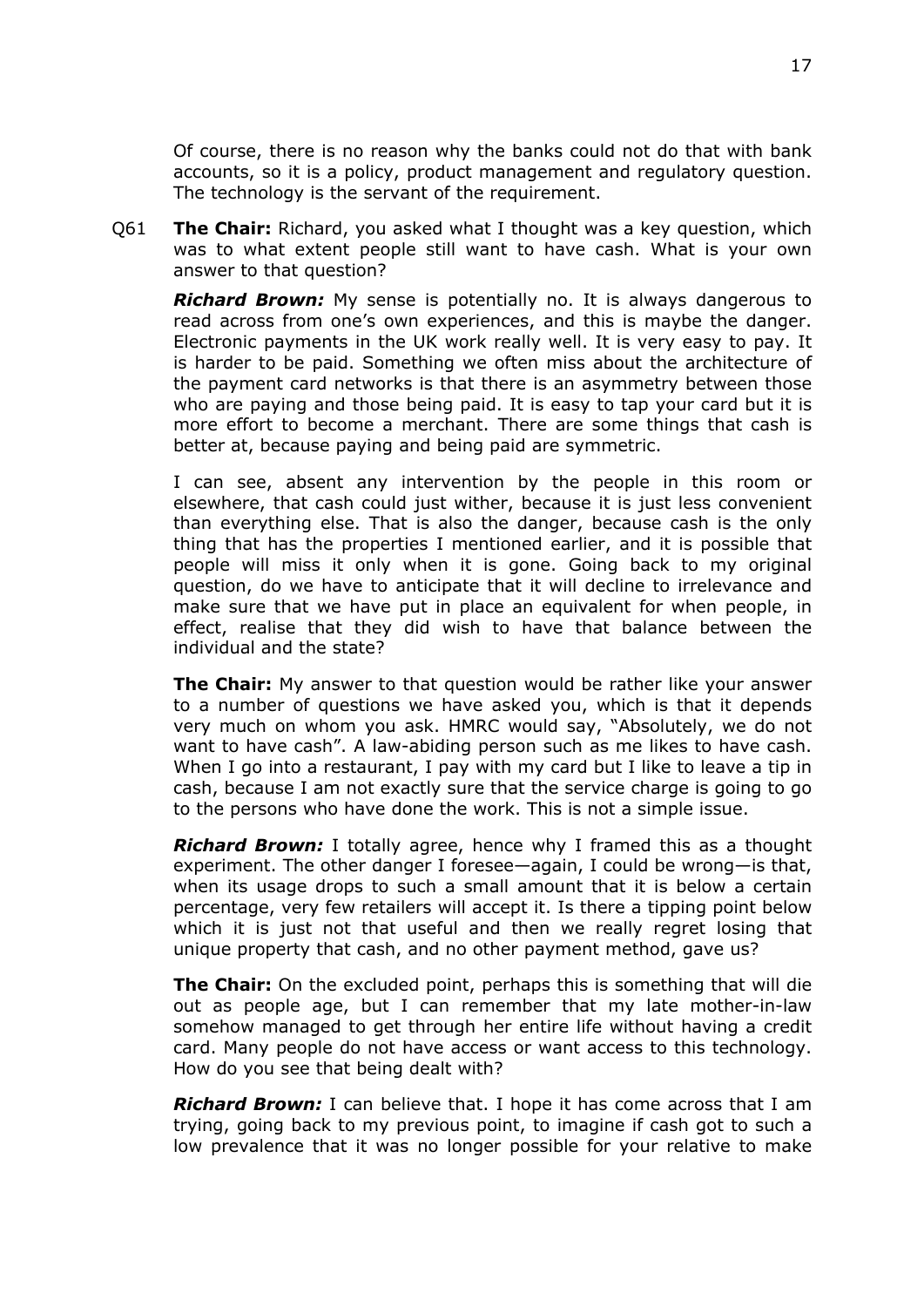Of course, there is no reason why the banks could not do that with bank accounts, so it is a policy, product management and regulatory question. The technology is the servant of the requirement.

Q61 **The Chair:** Richard, you asked what I thought was a key question, which was to what extent people still want to have cash. What is your own answer to that question?

***Richard Brown:*** My sense is potentially no. It is always dangerous to read across from one's own experiences, and this is maybe the danger. Electronic payments in the UK work really well. It is very easy to pay. It is harder to be paid. Something we often miss about the architecture of the payment card networks is that there is an asymmetry between those who are paying and those being paid. It is easy to tap your card but it is more effort to become a merchant. There are some things that cash is better at, because paying and being paid are symmetric.

I can see, absent any intervention by the people in this room or elsewhere, that cash could just wither, because it is just less convenient than everything else. That is also the danger, because cash is the only thing that has the properties I mentioned earlier, and it is possible that people will miss it only when it is gone. Going back to my original question, do we have to anticipate that it will decline to irrelevance and make sure that we have put in place an equivalent for when people, in effect, realise that they did wish to have that balance between the individual and the state?

**The Chair:** My answer to that question would be rather like your answer to a number of questions we have asked you, which is that it depends very much on whom you ask. HMRC would say, "Absolutely, we do not want to have cash". A law-abiding person such as me likes to have cash. When I go into a restaurant, I pay with my card but I like to leave a tip in cash, because I am not exactly sure that the service charge is going to go to the persons who have done the work. This is not a simple issue.

***Richard Brown:*** I totally agree, hence why I framed this as a thought experiment. The other danger I foresee—again, I could be wrong—is that, when its usage drops to such a small amount that it is below a certain percentage, very few retailers will accept it. Is there a tipping point below which it is just not that useful and then we really regret losing that unique property that cash, and no other payment method, gave us?

**The Chair:** On the excluded point, perhaps this is something that will die out as people age, but I can remember that my late mother-in-law somehow managed to get through her entire life without having a credit card. Many people do not have access or want access to this technology. How do you see that being dealt with?

***Richard Brown:*** I can believe that. I hope it has come across that I am trying, going back to my previous point, to imagine if cash got to such a low prevalence that it was no longer possible for your relative to make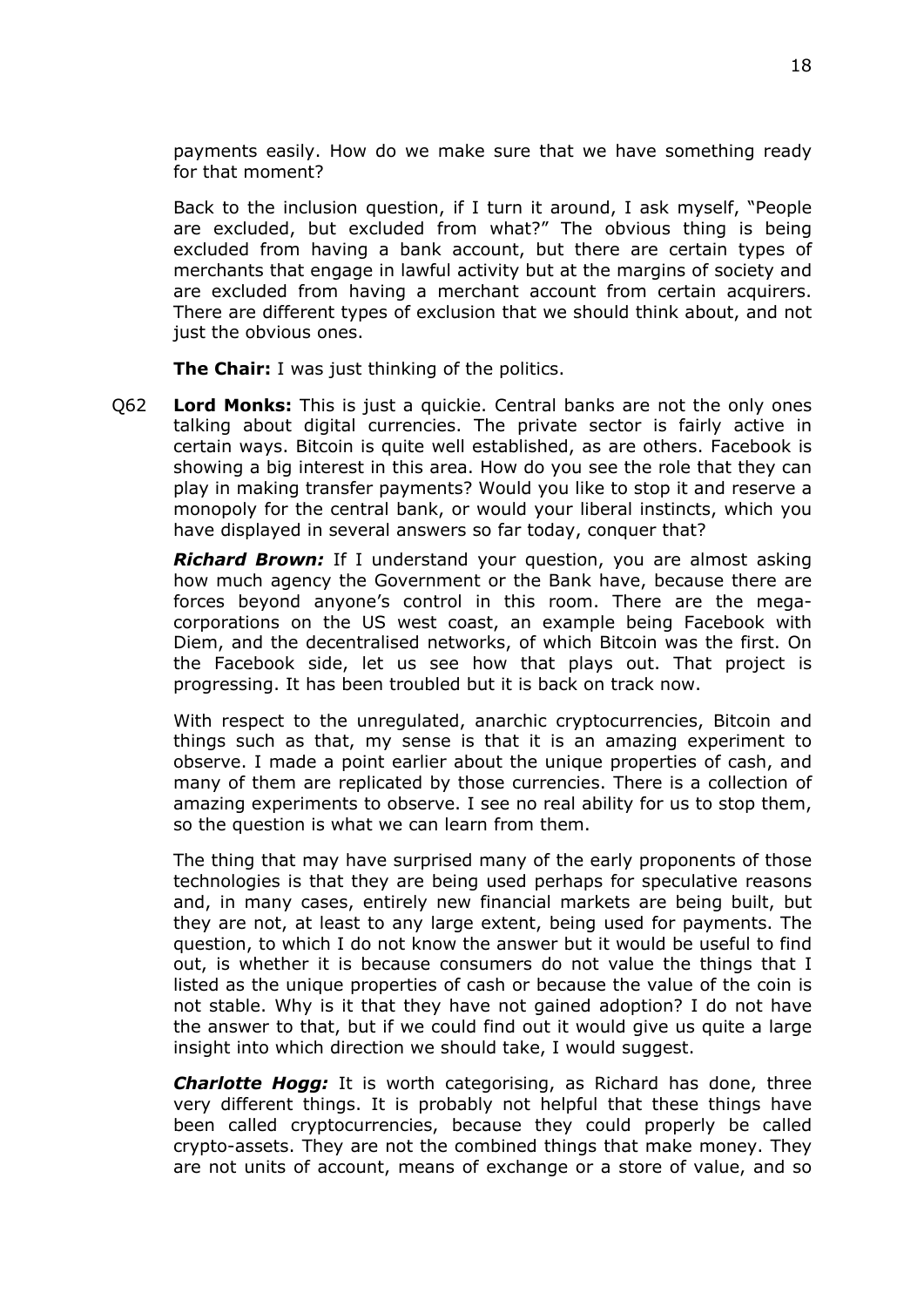payments easily. How do we make sure that we have something ready for that moment?

Back to the inclusion question, if I turn it around, I ask myself, "People are excluded, but excluded from what?" The obvious thing is being excluded from having a bank account, but there are certain types of merchants that engage in lawful activity but at the margins of society and are excluded from having a merchant account from certain acquirers. There are different types of exclusion that we should think about, and not just the obvious ones.

**The Chair:** I was just thinking of the politics.

Q62 **Lord Monks:** This is just a quickie. Central banks are not the only ones talking about digital currencies. The private sector is fairly active in certain ways. Bitcoin is quite well established, as are others. Facebook is showing a big interest in this area. How do you see the role that they can play in making transfer payments? Would you like to stop it and reserve a monopoly for the central bank, or would your liberal instincts, which you have displayed in several answers so far today, conquer that?

***Richard Brown:*** If I understand your question, you are almost asking how much agency the Government or the Bank have, because there are forces beyond anyone's control in this room. There are the mega-corporations on the US west coast, an example being Facebook with Diem, and the decentralised networks, of which Bitcoin was the first. On the Facebook side, let us see how that plays out. That project is progressing. It has been troubled but it is back on track now.

With respect to the unregulated, anarchic cryptocurrencies, Bitcoin and things such as that, my sense is that it is an amazing experiment to observe. I made a point earlier about the unique properties of cash, and many of them are replicated by those currencies. There is a collection of amazing experiments to observe. I see no real ability for us to stop them, so the question is what we can learn from them.

The thing that may have surprised many of the early proponents of those technologies is that they are being used perhaps for speculative reasons and, in many cases, entirely new financial markets are being built, but they are not, at least to any large extent, being used for payments. The question, to which I do not know the answer but it would be useful to find out, is whether it is because consumers do not value the things that I listed as the unique properties of cash or because the value of the coin is not stable. Why is it that they have not gained adoption? I do not have the answer to that, but if we could find out it would give us quite a large insight into which direction we should take, I would suggest.

***Charlotte Hogg:*** It is worth categorising, as Richard has done, three very different things. It is probably not helpful that these things have been called cryptocurrencies, because they could properly be called crypto-assets. They are not the combined things that make money. They are not units of account, means of exchange or a store of value, and so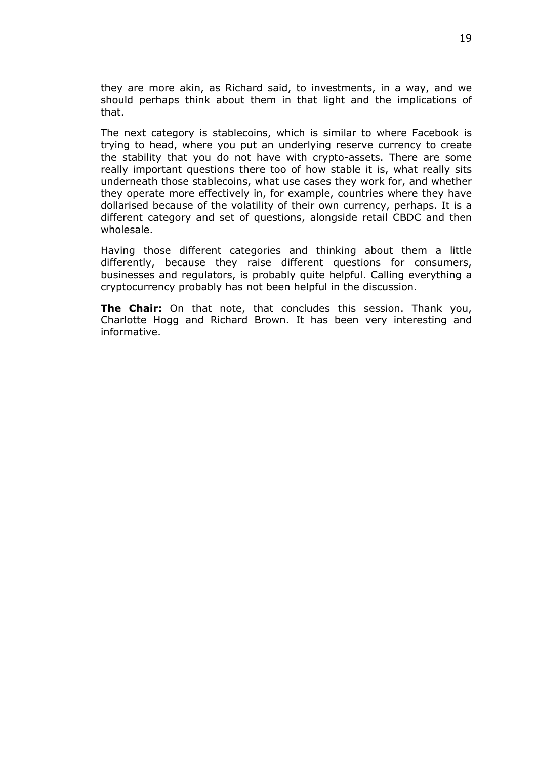they are more akin, as Richard said, to investments, in a way, and we should perhaps think about them in that light and the implications of that.

The next category is stablecoins, which is similar to where Facebook is trying to head, where you put an underlying reserve currency to create the stability that you do not have with crypto-assets. There are some really important questions there too of how stable it is, what really sits underneath those stablecoins, what use cases they work for, and whether they operate more effectively in, for example, countries where they have dollarised because of the volatility of their own currency, perhaps. It is a different category and set of questions, alongside retail CBDC and then wholesale.

Having those different categories and thinking about them a little differently, because they raise different questions for consumers, businesses and regulators, is probably quite helpful. Calling everything a cryptocurrency probably has not been helpful in the discussion.

**The Chair:** On that note, that concludes this session. Thank you, Charlotte Hogg and Richard Brown. It has been very interesting and informative.